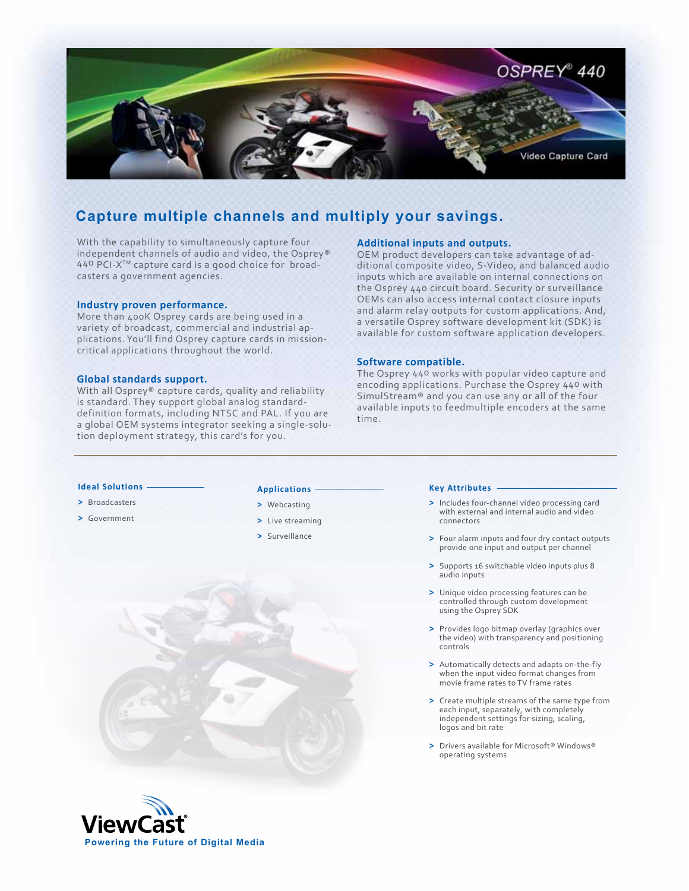# OSPREY® 440

Video Capture Card

## Capture multiple channels and multiply your savings.

With the capability to simultaneously capture four independent channels of audio and video, the Osprey® 440 PCI-X™ capture card is a good choice for broadcasters a government agencies.

### Industry proven performance.

More than 400K Osprey cards are being used in a variety of broadcast, commercial and industrial applications. You'll find Osprey capture cards in mission-critical applications throughout the world.

### Global standards support.

With all Osprey® capture cards, quality and reliability is standard. They support global analog standard-definition formats, including NTSC and PAL. If you are a global OEM systems integrator seeking a single-solution deployment strategy, this card's for you.

### Additional inputs and outputs.

OEM product developers can take advantage of additional composite video, S-Video, and balanced audio inputs which are available on internal connections on the Osprey 440 circuit board. Security or surveillance OEMs can also access internal contact closure inputs and alarm relay outputs for custom applications. And, a versatile Osprey software development kit (SDK) is available for custom software application developers.

### Software compatible.

The Osprey 440 works with popular video capture and encoding applications. Purchase the Osprey 440 with SimulStream® and you can use any or all of the four available inputs to feedmultiple encoders at the same time.

---

#### Ideal Solutions

- Broadcasters
- Government

#### Applications

- Webcasting
- Live streaming
- Surveillance

#### Key Attributes

- Includes four-channel video processing card with external and internal audio and video connectors
- Four alarm inputs and four dry contact outputs provide one input and output per channel
- Supports 16 switchable video inputs plus 8 audio inputs
- Unique video processing features can be controlled through custom development using the Osprey SDK
- Provides logo bitmap overlay (graphics over the video) with transparency and positioning controls
- Automatically detects and adapts on-the-fly when the input video format changes from movie frame rates to TV frame rates
- Create multiple streams of the same type from each input, separately, with completely independent settings for sizing, scaling, logos and bit rate
- Drivers available for Microsoft® Windows® operating systems

ViewCast®

Powering the Future of Digital Media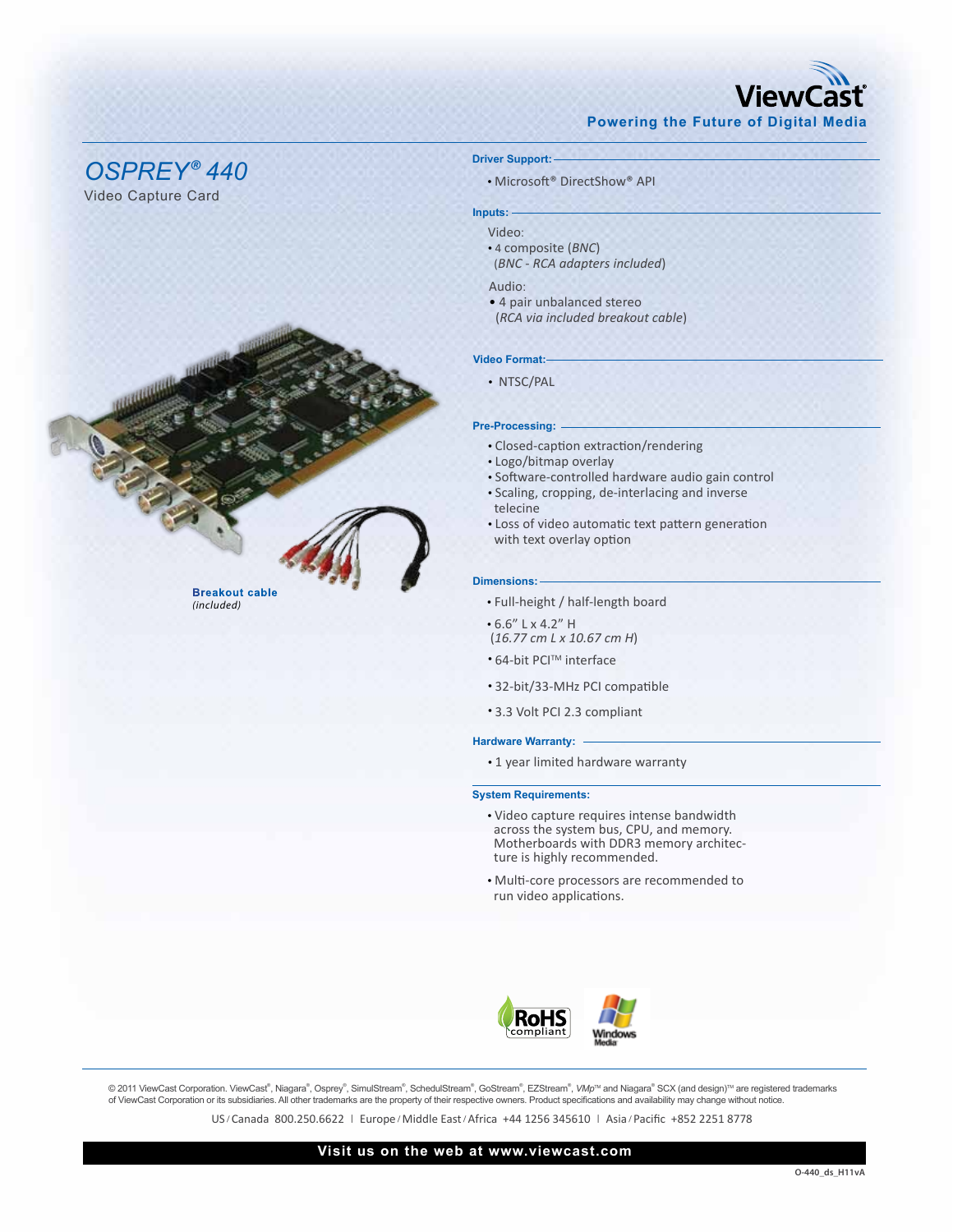ViewCast

Powering the Future of Digital Media

# OSPREY® 440

Video Capture Card

**Breakout cable**
*(included)*

**Driver Support:**

- Microsoft® DirectShow® API

**Inputs:**

Video:

- 4 composite (*BNC*)
  (*BNC - RCA adapters included*)

Audio:

- 4 pair unbalanced stereo
  (*RCA via included breakout cable*)

**Video Format:**

- NTSC/PAL

**Pre-Processing:**

- Closed-caption extraction/rendering
- Logo/bitmap overlay
- Software-controlled hardware audio gain control
- Scaling, cropping, de-interlacing and inverse telecine
- Loss of video automatic text pattern generation with text overlay option

**Dimensions:**

- Full-height / half-length board
- 6.6" L x 4.2" H
  (*16.77 cm L x 10.67 cm H*)
- 64-bit PCI™ interface
- 32-bit/33-MHz PCI compatible
- 3.3 Volt PCI 2.3 compliant

**Hardware Warranty:**

- 1 year limited hardware warranty

**System Requirements:**

- Video capture requires intense bandwidth across the system bus, CPU, and memory. Motherboards with DDR3 memory architecture is highly recommended.
- Multi-core processors are recommended to run video applications.

RoHS compliant

Windows Media

© 2011 ViewCast Corporation. ViewCast®, Niagara®, Osprey®, SimulStream®, SchedulStream®, GoStream®, EZStream®, *VMp*™ and Niagara® SCX (and design)™ are registered trademarks of ViewCast Corporation or its subsidiaries. All other trademarks are the property of their respective owners. Product specifications and availability may change without notice.

US / Canada 800.250.6622 | Europe / Middle East / Africa +44 1256 345610 | Asia / Pacific +852 2251 8778

**Visit us on the web at www.viewcast.com**

O-440_ds_H11vA